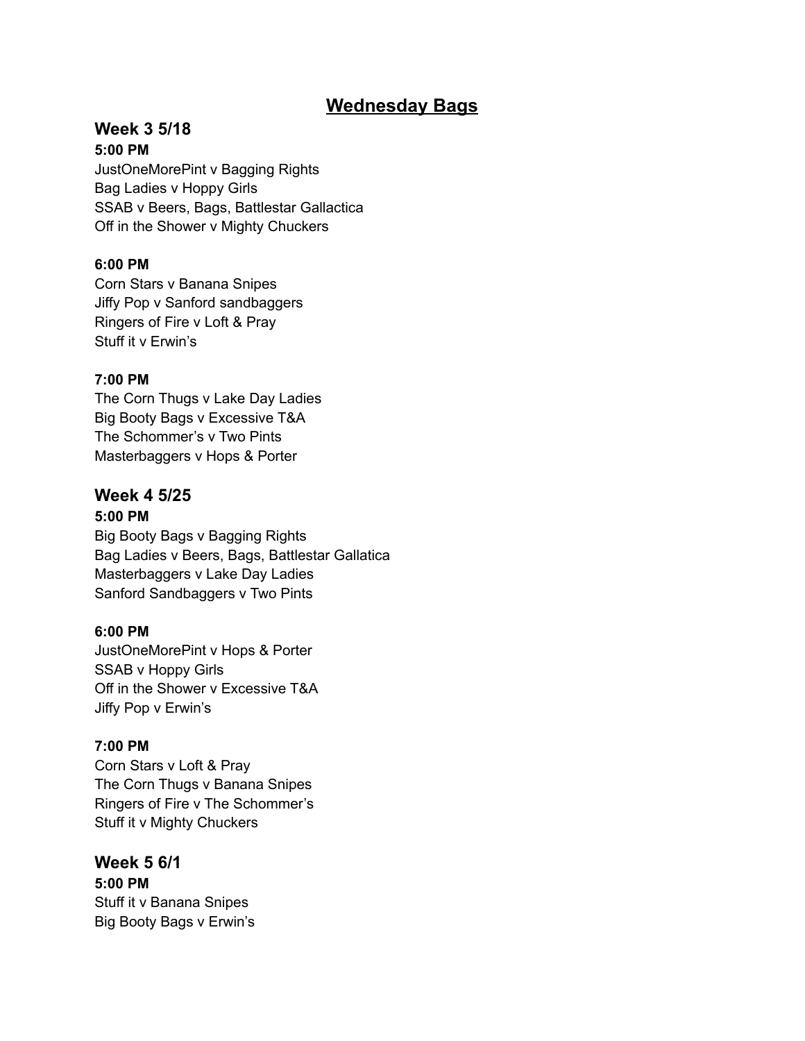# Wednesday Bags

## Week 3 5/18

**5:00 PM**

JustOneMorePint v Bagging Rights
Bag Ladies v Hoppy Girls
SSAB v Beers, Bags, Battlestar Gallactica
Off in the Shower v Mighty Chuckers

**6:00 PM**

Corn Stars v Banana Snipes
Jiffy Pop v Sanford sandbaggers
Ringers of Fire v Loft & Pray
Stuff it v Erwin's

**7:00 PM**

The Corn Thugs v Lake Day Ladies
Big Booty Bags v Excessive T&A
The Schommer's v Two Pints
Masterbaggers v Hops & Porter

## Week 4 5/25

**5:00 PM**

Big Booty Bags v Bagging Rights
Bag Ladies v Beers, Bags, Battlestar Gallatica
Masterbaggers v Lake Day Ladies
Sanford Sandbaggers v Two Pints

**6:00 PM**

JustOneMorePint v Hops & Porter
SSAB v Hoppy Girls
Off in the Shower v Excessive T&A
Jiffy Pop v Erwin's

**7:00 PM**

Corn Stars v Loft & Pray
The Corn Thugs v Banana Snipes
Ringers of Fire v The Schommer's
Stuff it v Mighty Chuckers

## Week 5 6/1

**5:00 PM**

Stuff it v Banana Snipes
Big Booty Bags v Erwin's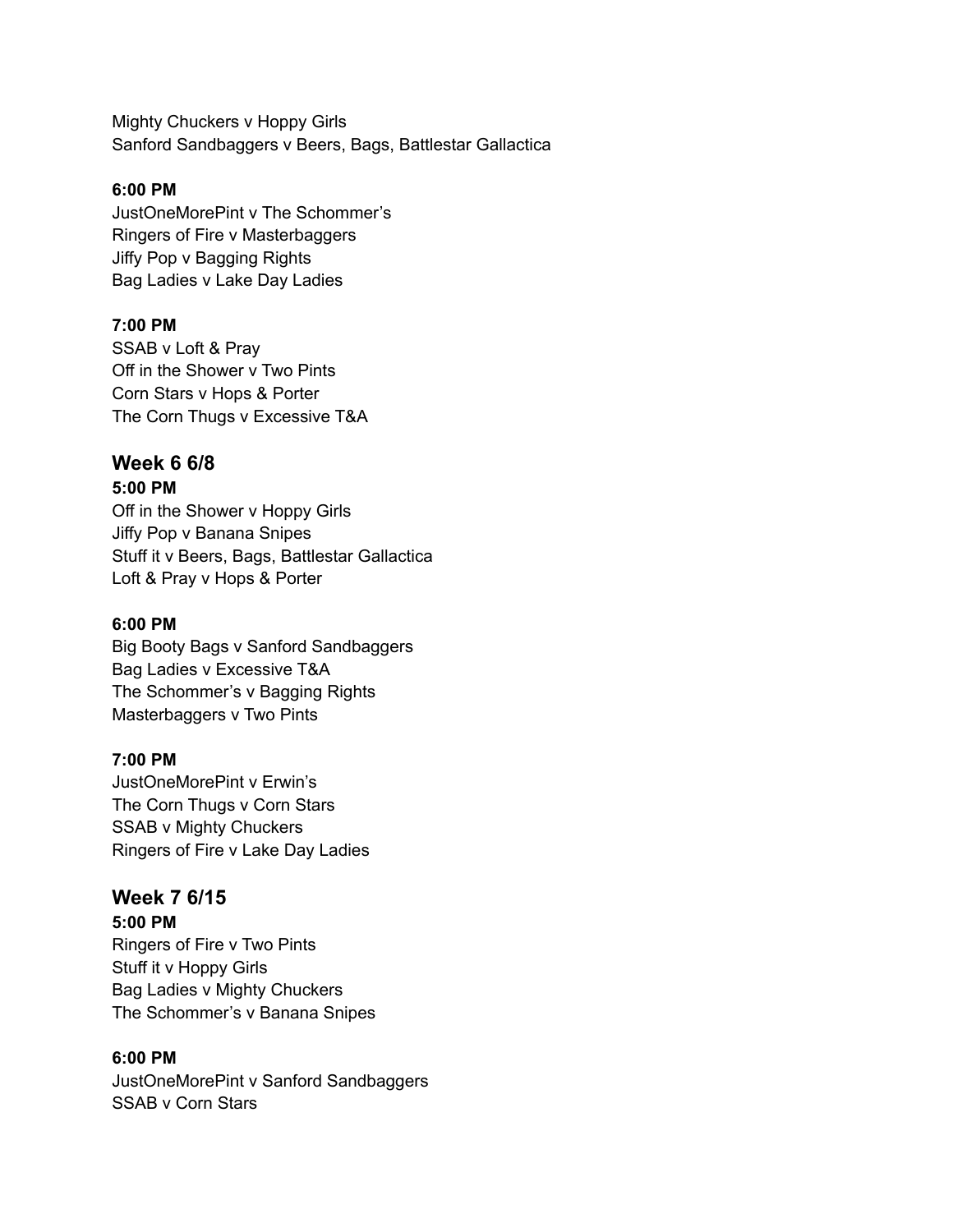Mighty Chuckers v Hoppy Girls
Sanford Sandbaggers v Beers, Bags, Battlestar Gallactica

**6:00 PM**
JustOneMorePint v The Schommer's
Ringers of Fire v Masterbaggers
Jiffy Pop v Bagging Rights
Bag Ladies v Lake Day Ladies

**7:00 PM**
SSAB v Loft & Pray
Off in the Shower v Two Pints
Corn Stars v Hops & Porter
The Corn Thugs v Excessive T&A

## Week 6 6/8

**5:00 PM**
Off in the Shower v Hoppy Girls
Jiffy Pop v Banana Snipes
Stuff it v Beers, Bags, Battlestar Gallactica
Loft & Pray v Hops & Porter

**6:00 PM**
Big Booty Bags v Sanford Sandbaggers
Bag Ladies v Excessive T&A
The Schommer's v Bagging Rights
Masterbaggers v Two Pints

**7:00 PM**
JustOneMorePint v Erwin's
The Corn Thugs v Corn Stars
SSAB v Mighty Chuckers
Ringers of Fire v Lake Day Ladies

## Week 7 6/15

**5:00 PM**
Ringers of Fire v Two Pints
Stuff it v Hoppy Girls
Bag Ladies v Mighty Chuckers
The Schommer's v Banana Snipes

**6:00 PM**
JustOneMorePint v Sanford Sandbaggers
SSAB v Corn Stars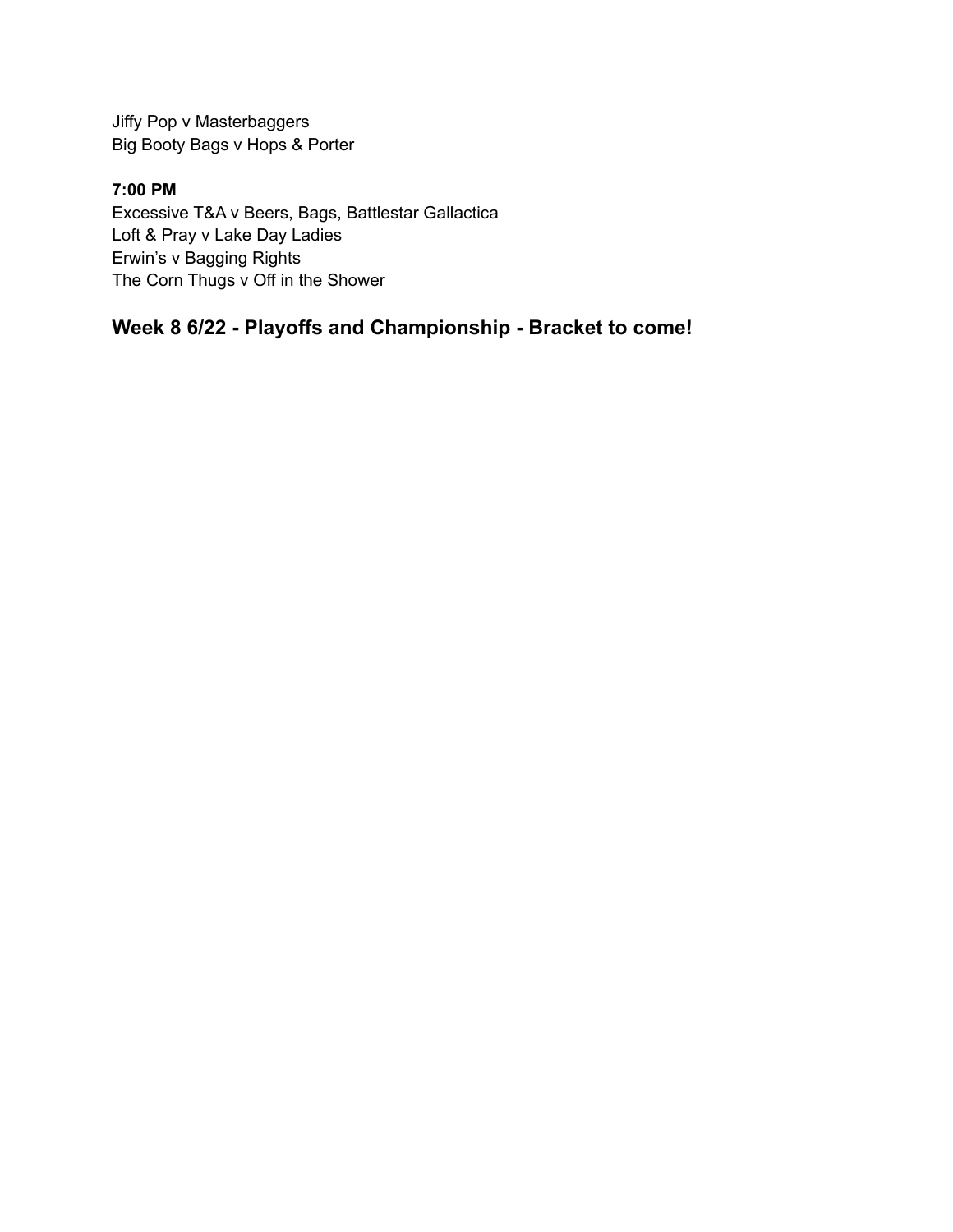Jiffy Pop v Masterbaggers
Big Booty Bags v Hops & Porter

**7:00 PM**
Excessive T&A v Beers, Bags, Battlestar Gallactica
Loft & Pray v Lake Day Ladies
Erwin's v Bagging Rights
The Corn Thugs v Off in the Shower

## Week 8 6/22 - Playoffs and Championship - Bracket to come!